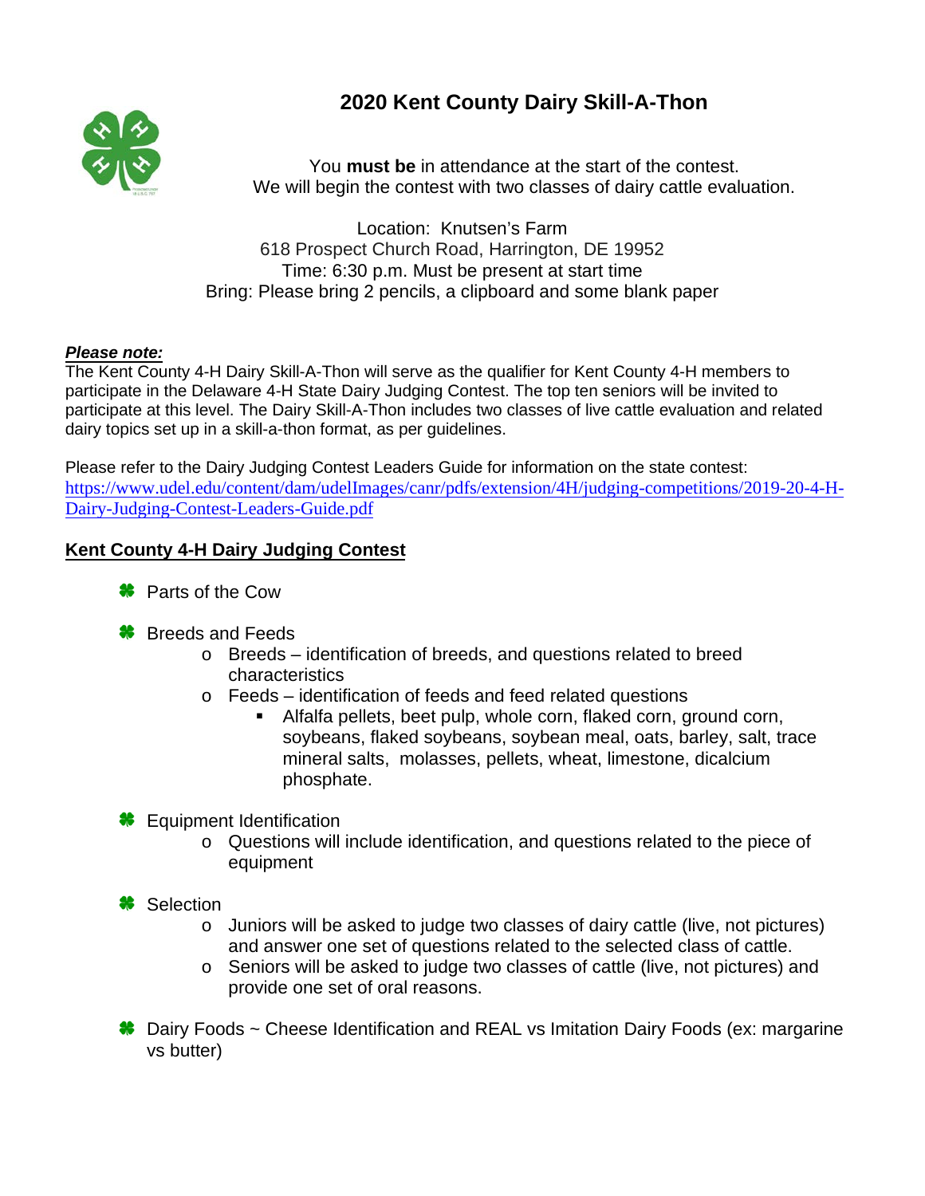# 2020 Kent County Dairy Skill-A-Thon

You **must be** in attendance at the start of the contest.
We will begin the contest with two classes of dairy cattle evaluation.

Location: Knutsen's Farm
618 Prospect Church Road, Harrington, DE 19952
Time: 6:30 p.m. Must be present at start time
Bring: Please bring 2 pencils, a clipboard and some blank paper

***Please note:***
The Kent County 4-H Dairy Skill-A-Thon will serve as the qualifier for Kent County 4-H members to participate in the Delaware 4-H State Dairy Judging Contest. The top ten seniors will be invited to participate at this level. The Dairy Skill-A-Thon includes two classes of live cattle evaluation and related dairy topics set up in a skill-a-thon format, as per guidelines.

Please refer to the Dairy Judging Contest Leaders Guide for information on the state contest:
[https://www.udel.edu/content/dam/udelImages/canr/pdfs/extension/4H/judging-competitions/2019-20-4-H-Dairy-Judging-Contest-Leaders-Guide.pdf](https://www.udel.edu/content/dam/udelImages/canr/pdfs/extension/4H/judging-competitions/2019-20-4-H-Dairy-Judging-Contest-Leaders-Guide.pdf)

## Kent County 4-H Dairy Judging Contest

- Parts of the Cow
- Breeds and Feeds
  - Breeds – identification of breeds, and questions related to breed characteristics
  - Feeds – identification of feeds and feed related questions
    - Alfalfa pellets, beet pulp, whole corn, flaked corn, ground corn, soybeans, flaked soybeans, soybean meal, oats, barley, salt, trace mineral salts, molasses, pellets, wheat, limestone, dicalcium phosphate.
- Equipment Identification
  - Questions will include identification, and questions related to the piece of equipment
- Selection
  - Juniors will be asked to judge two classes of dairy cattle (live, not pictures) and answer one set of questions related to the selected class of cattle.
  - Seniors will be asked to judge two classes of cattle (live, not pictures) and provide one set of oral reasons.
- Dairy Foods ~ Cheese Identification and REAL vs Imitation Dairy Foods (ex: margarine vs butter)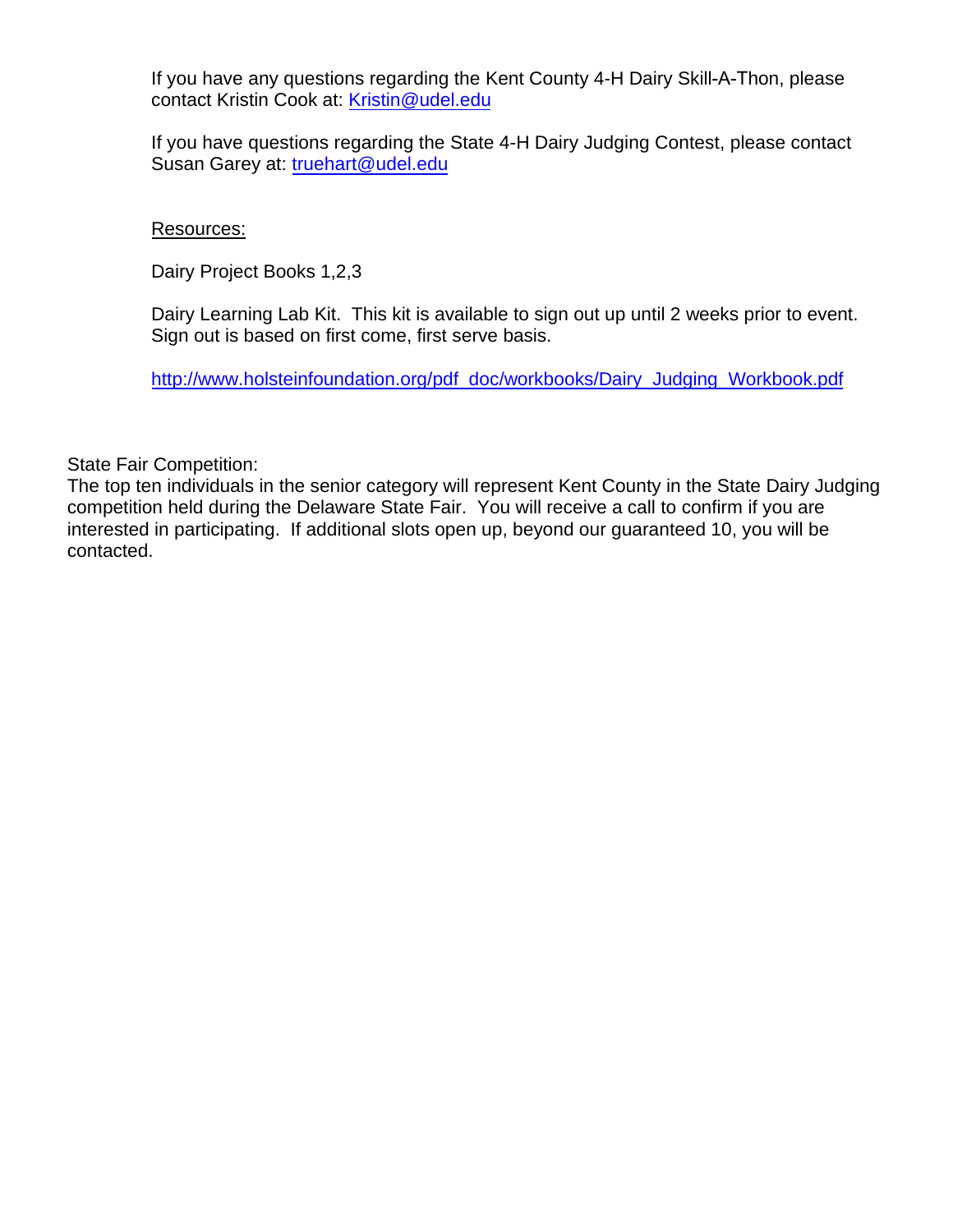If you have any questions regarding the Kent County 4-H Dairy Skill-A-Thon, please contact Kristin Cook at: Kristin@udel.edu

If you have questions regarding the State 4-H Dairy Judging Contest, please contact Susan Garey at: truehart@udel.edu

<u>Resources:</u>

Dairy Project Books 1,2,3

Dairy Learning Lab Kit. This kit is available to sign out up until 2 weeks prior to event. Sign out is based on first come, first serve basis.

http://www.holsteinfoundation.org/pdf_doc/workbooks/Dairy_Judging_Workbook.pdf

State Fair Competition:
The top ten individuals in the senior category will represent Kent County in the State Dairy Judging competition held during the Delaware State Fair. You will receive a call to confirm if you are interested in participating. If additional slots open up, beyond our guaranteed 10, you will be contacted.